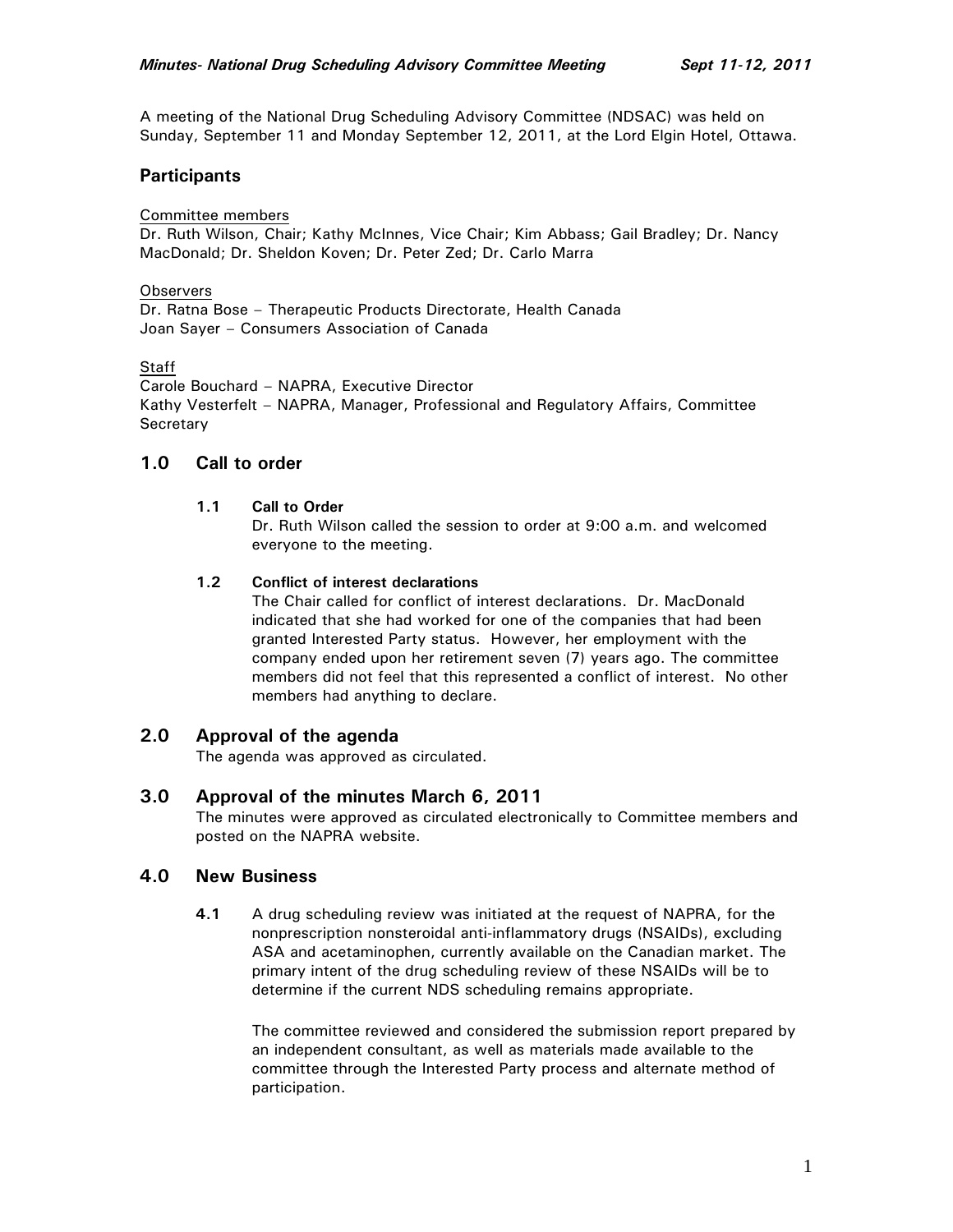A meeting of the National Drug Scheduling Advisory Committee (NDSAC) was held on Sunday, September 11 and Monday September 12, 2011, at the Lord Elgin Hotel, Ottawa.

## Participants

Committee members
Dr. Ruth Wilson, Chair; Kathy McInnes, Vice Chair; Kim Abbass; Gail Bradley; Dr. Nancy MacDonald; Dr. Sheldon Koven; Dr. Peter Zed; Dr. Carlo Marra

Observers
Dr. Ratna Bose – Therapeutic Products Directorate, Health Canada
Joan Sayer – Consumers Association of Canada

Staff
Carole Bouchard – NAPRA, Executive Director
Kathy Vesterfelt – NAPRA, Manager, Professional and Regulatory Affairs, Committee Secretary

## 1.0 Call to order

**1.1 Call to Order**

Dr. Ruth Wilson called the session to order at 9:00 a.m. and welcomed everyone to the meeting.

**1.2 Conflict of interest declarations**

The Chair called for conflict of interest declarations. Dr. MacDonald indicated that she had worked for one of the companies that had been granted Interested Party status. However, her employment with the company ended upon her retirement seven (7) years ago. The committee members did not feel that this represented a conflict of interest. No other members had anything to declare.

## 2.0 Approval of the agenda

The agenda was approved as circulated.

## 3.0 Approval of the minutes March 6, 2011

The minutes were approved as circulated electronically to Committee members and posted on the NAPRA website.

## 4.0 New Business

**4.1** A drug scheduling review was initiated at the request of NAPRA, for the nonprescription nonsteroidal anti-inflammatory drugs (NSAIDs), excluding ASA and acetaminophen, currently available on the Canadian market. The primary intent of the drug scheduling review of these NSAIDs will be to determine if the current NDS scheduling remains appropriate.

The committee reviewed and considered the submission report prepared by an independent consultant, as well as materials made available to the committee through the Interested Party process and alternate method of participation.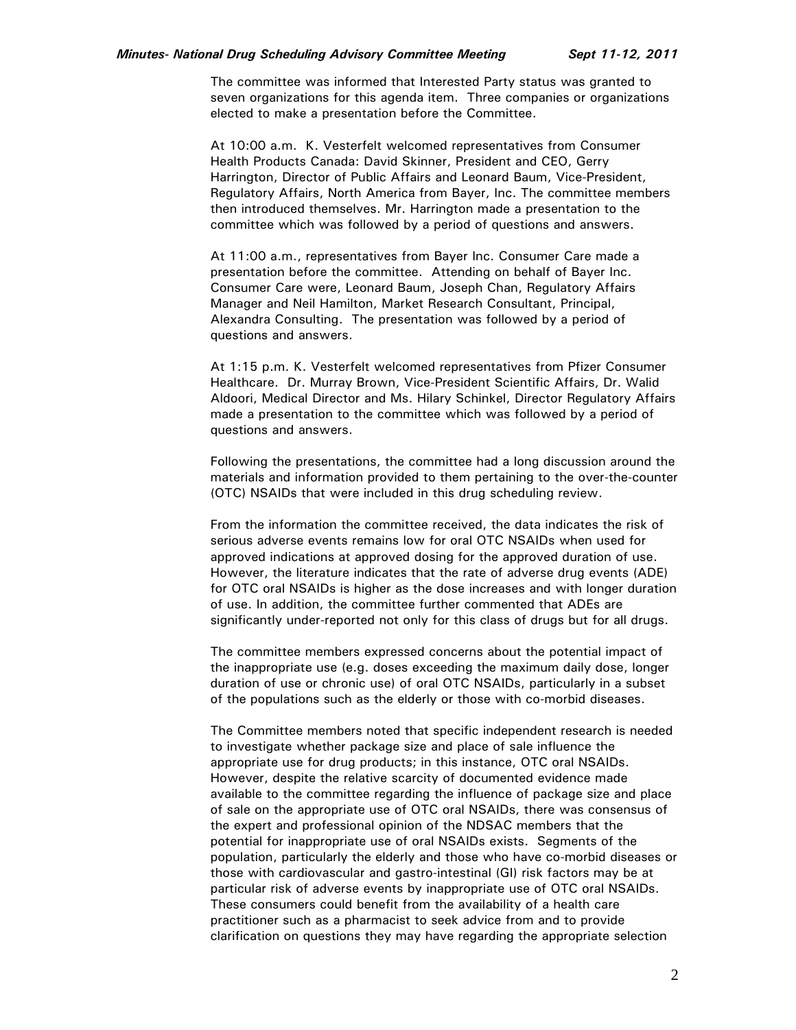The committee was informed that Interested Party status was granted to seven organizations for this agenda item. Three companies or organizations elected to make a presentation before the Committee.

At 10:00 a.m. K. Vesterfelt welcomed representatives from Consumer Health Products Canada: David Skinner, President and CEO, Gerry Harrington, Director of Public Affairs and Leonard Baum, Vice-President, Regulatory Affairs, North America from Bayer, Inc. The committee members then introduced themselves. Mr. Harrington made a presentation to the committee which was followed by a period of questions and answers.

At 11:00 a.m., representatives from Bayer Inc. Consumer Care made a presentation before the committee. Attending on behalf of Bayer Inc. Consumer Care were, Leonard Baum, Joseph Chan, Regulatory Affairs Manager and Neil Hamilton, Market Research Consultant, Principal, Alexandra Consulting. The presentation was followed by a period of questions and answers.

At 1:15 p.m. K. Vesterfelt welcomed representatives from Pfizer Consumer Healthcare. Dr. Murray Brown, Vice-President Scientific Affairs, Dr. Walid Aldoori, Medical Director and Ms. Hilary Schinkel, Director Regulatory Affairs made a presentation to the committee which was followed by a period of questions and answers.

Following the presentations, the committee had a long discussion around the materials and information provided to them pertaining to the over-the-counter (OTC) NSAIDs that were included in this drug scheduling review.

From the information the committee received, the data indicates the risk of serious adverse events remains low for oral OTC NSAIDs when used for approved indications at approved dosing for the approved duration of use. However, the literature indicates that the rate of adverse drug events (ADE) for OTC oral NSAIDs is higher as the dose increases and with longer duration of use. In addition, the committee further commented that ADEs are significantly under-reported not only for this class of drugs but for all drugs.

The committee members expressed concerns about the potential impact of the inappropriate use (e.g. doses exceeding the maximum daily dose, longer duration of use or chronic use) of oral OTC NSAIDs, particularly in a subset of the populations such as the elderly or those with co-morbid diseases.

The Committee members noted that specific independent research is needed to investigate whether package size and place of sale influence the appropriate use for drug products; in this instance, OTC oral NSAIDs. However, despite the relative scarcity of documented evidence made available to the committee regarding the influence of package size and place of sale on the appropriate use of OTC oral NSAIDs, there was consensus of the expert and professional opinion of the NDSAC members that the potential for inappropriate use of oral NSAIDs exists. Segments of the population, particularly the elderly and those who have co-morbid diseases or those with cardiovascular and gastro-intestinal (GI) risk factors may be at particular risk of adverse events by inappropriate use of OTC oral NSAIDs. These consumers could benefit from the availability of a health care practitioner such as a pharmacist to seek advice from and to provide clarification on questions they may have regarding the appropriate selection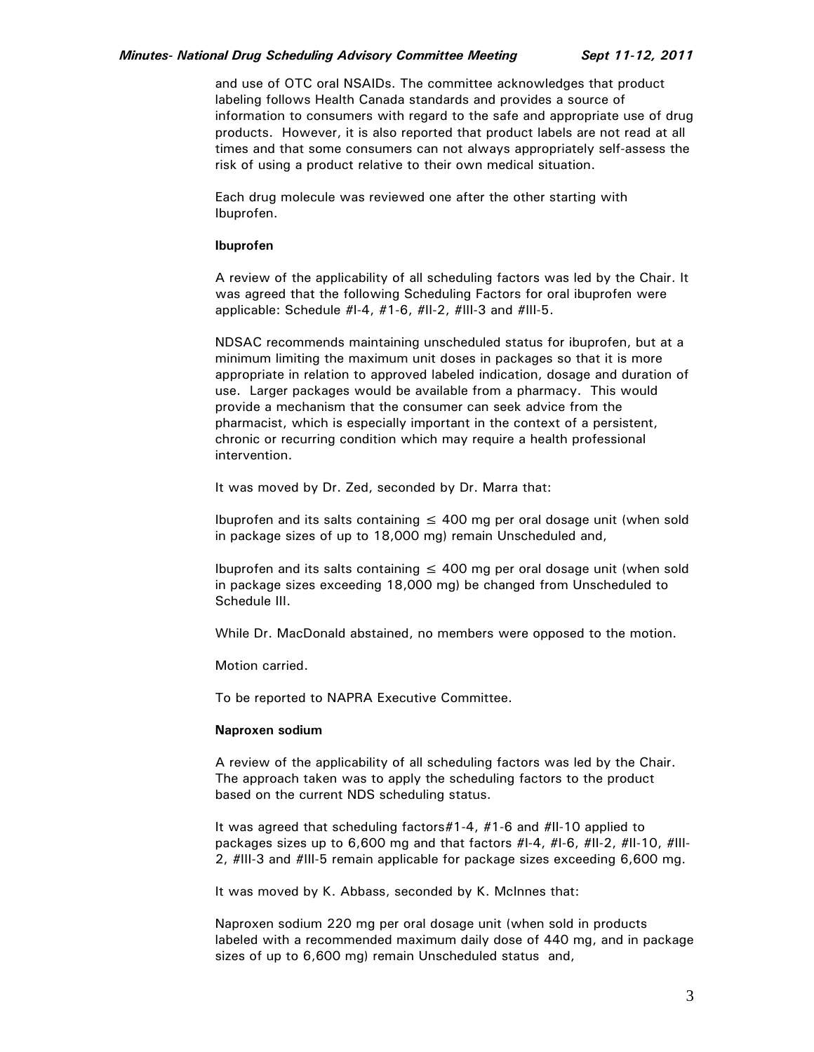and use of OTC oral NSAIDs. The committee acknowledges that product labeling follows Health Canada standards and provides a source of information to consumers with regard to the safe and appropriate use of drug products. However, it is also reported that product labels are not read at all times and that some consumers can not always appropriately self-assess the risk of using a product relative to their own medical situation.

Each drug molecule was reviewed one after the other starting with Ibuprofen.

**Ibuprofen**

A review of the applicability of all scheduling factors was led by the Chair. It was agreed that the following Scheduling Factors for oral ibuprofen were applicable: Schedule #I-4, #1-6, #II-2, #III-3 and #III-5.

NDSAC recommends maintaining unscheduled status for ibuprofen, but at a minimum limiting the maximum unit doses in packages so that it is more appropriate in relation to approved labeled indication, dosage and duration of use. Larger packages would be available from a pharmacy. This would provide a mechanism that the consumer can seek advice from the pharmacist, which is especially important in the context of a persistent, chronic or recurring condition which may require a health professional intervention.

It was moved by Dr. Zed, seconded by Dr. Marra that:

Ibuprofen and its salts containing ≤ 400 mg per oral dosage unit (when sold in package sizes of up to 18,000 mg) remain Unscheduled and,

Ibuprofen and its salts containing ≤ 400 mg per oral dosage unit (when sold in package sizes exceeding 18,000 mg) be changed from Unscheduled to Schedule III.

While Dr. MacDonald abstained, no members were opposed to the motion.

Motion carried.

To be reported to NAPRA Executive Committee.

**Naproxen sodium**

A review of the applicability of all scheduling factors was led by the Chair. The approach taken was to apply the scheduling factors to the product based on the current NDS scheduling status.

It was agreed that scheduling factors#1-4, #1-6 and #II-10 applied to packages sizes up to 6,600 mg and that factors #I-4, #I-6, #II-2, #II-10, #III-2, #III-3 and #III-5 remain applicable for package sizes exceeding 6,600 mg.

It was moved by K. Abbass, seconded by K. McInnes that:

Naproxen sodium 220 mg per oral dosage unit (when sold in products labeled with a recommended maximum daily dose of 440 mg, and in package sizes of up to 6,600 mg) remain Unscheduled status and,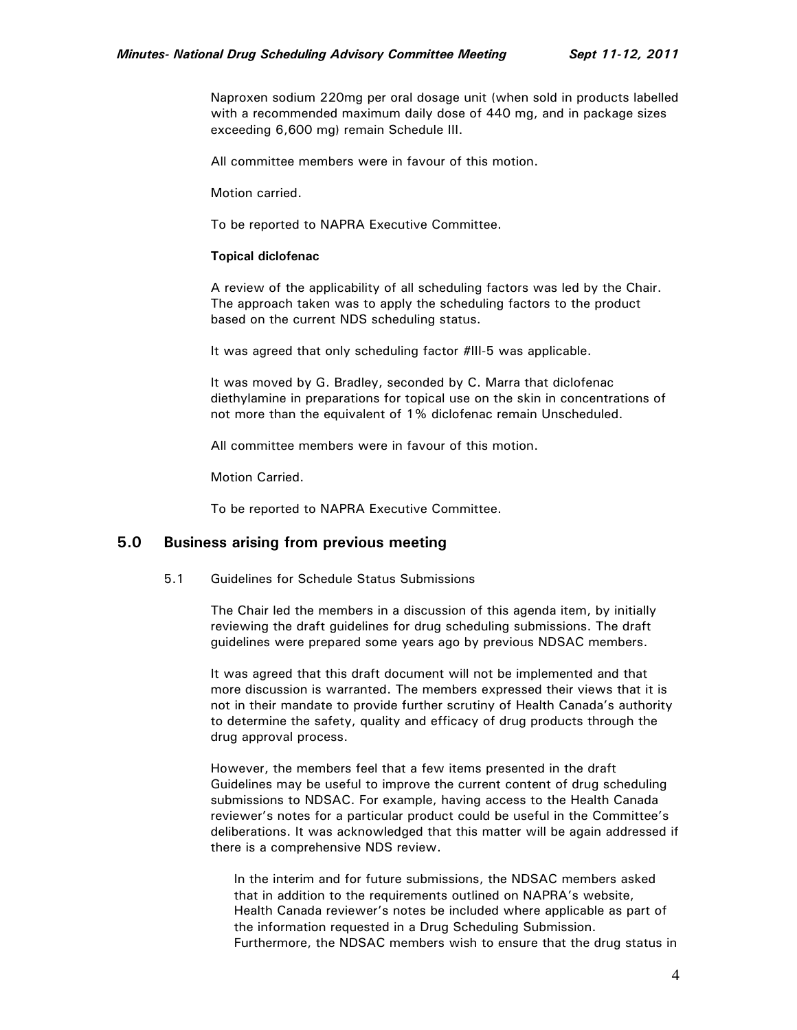Naproxen sodium 220mg per oral dosage unit (when sold in products labelled with a recommended maximum daily dose of 440 mg, and in package sizes exceeding 6,600 mg) remain Schedule III.

All committee members were in favour of this motion.

Motion carried.

To be reported to NAPRA Executive Committee.

**Topical diclofenac**

A review of the applicability of all scheduling factors was led by the Chair. The approach taken was to apply the scheduling factors to the product based on the current NDS scheduling status.

It was agreed that only scheduling factor #III-5 was applicable.

It was moved by G. Bradley, seconded by C. Marra that diclofenac diethylamine in preparations for topical use on the skin in concentrations of not more than the equivalent of 1% diclofenac remain Unscheduled.

All committee members were in favour of this motion.

Motion Carried.

To be reported to NAPRA Executive Committee.

## 5.0 Business arising from previous meeting

5.1 Guidelines for Schedule Status Submissions

The Chair led the members in a discussion of this agenda item, by initially reviewing the draft guidelines for drug scheduling submissions. The draft guidelines were prepared some years ago by previous NDSAC members.

It was agreed that this draft document will not be implemented and that more discussion is warranted. The members expressed their views that it is not in their mandate to provide further scrutiny of Health Canada's authority to determine the safety, quality and efficacy of drug products through the drug approval process.

However, the members feel that a few items presented in the draft Guidelines may be useful to improve the current content of drug scheduling submissions to NDSAC. For example, having access to the Health Canada reviewer's notes for a particular product could be useful in the Committee's deliberations. It was acknowledged that this matter will be again addressed if there is a comprehensive NDS review.

In the interim and for future submissions, the NDSAC members asked that in addition to the requirements outlined on NAPRA's website, Health Canada reviewer's notes be included where applicable as part of the information requested in a Drug Scheduling Submission. Furthermore, the NDSAC members wish to ensure that the drug status in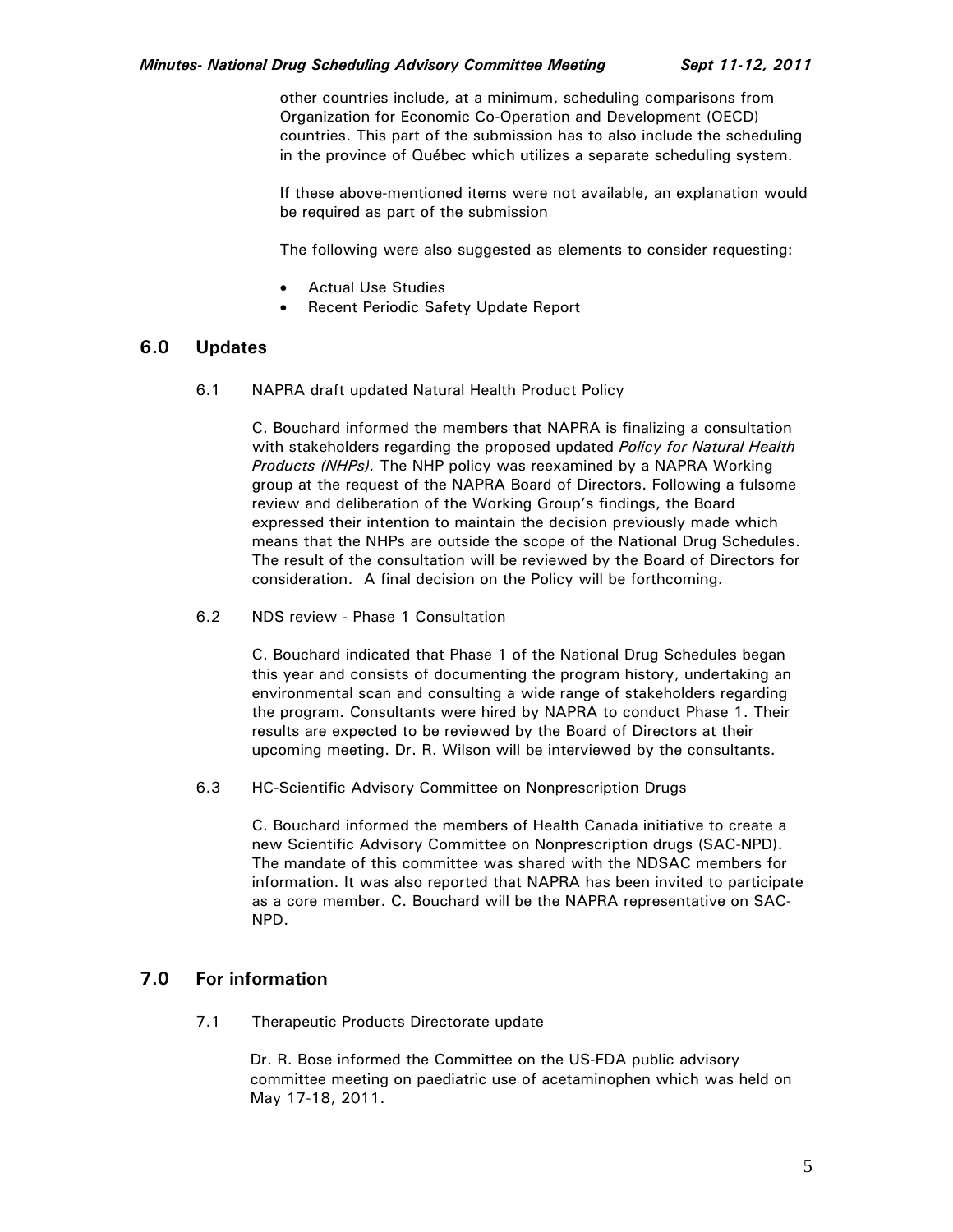other countries include, at a minimum, scheduling comparisons from Organization for Economic Co-Operation and Development (OECD) countries. This part of the submission has to also include the scheduling in the province of Québec which utilizes a separate scheduling system.

If these above-mentioned items were not available, an explanation would be required as part of the submission

The following were also suggested as elements to consider requesting:

- Actual Use Studies
- Recent Periodic Safety Update Report

## 6.0 Updates

### 6.1 NAPRA draft updated Natural Health Product Policy

C. Bouchard informed the members that NAPRA is finalizing a consultation with stakeholders regarding the proposed updated *Policy for Natural Health Products (NHPs).* The NHP policy was reexamined by a NAPRA Working group at the request of the NAPRA Board of Directors. Following a fulsome review and deliberation of the Working Group's findings, the Board expressed their intention to maintain the decision previously made which means that the NHPs are outside the scope of the National Drug Schedules. The result of the consultation will be reviewed by the Board of Directors for consideration. A final decision on the Policy will be forthcoming.

### 6.2 NDS review - Phase 1 Consultation

C. Bouchard indicated that Phase 1 of the National Drug Schedules began this year and consists of documenting the program history, undertaking an environmental scan and consulting a wide range of stakeholders regarding the program. Consultants were hired by NAPRA to conduct Phase 1. Their results are expected to be reviewed by the Board of Directors at their upcoming meeting. Dr. R. Wilson will be interviewed by the consultants.

### 6.3 HC-Scientific Advisory Committee on Nonprescription Drugs

C. Bouchard informed the members of Health Canada initiative to create a new Scientific Advisory Committee on Nonprescription drugs (SAC-NPD). The mandate of this committee was shared with the NDSAC members for information. It was also reported that NAPRA has been invited to participate as a core member. C. Bouchard will be the NAPRA representative on SAC-NPD.

## 7.0 For information

### 7.1 Therapeutic Products Directorate update

Dr. R. Bose informed the Committee on the US-FDA public advisory committee meeting on paediatric use of acetaminophen which was held on May 17-18, 2011.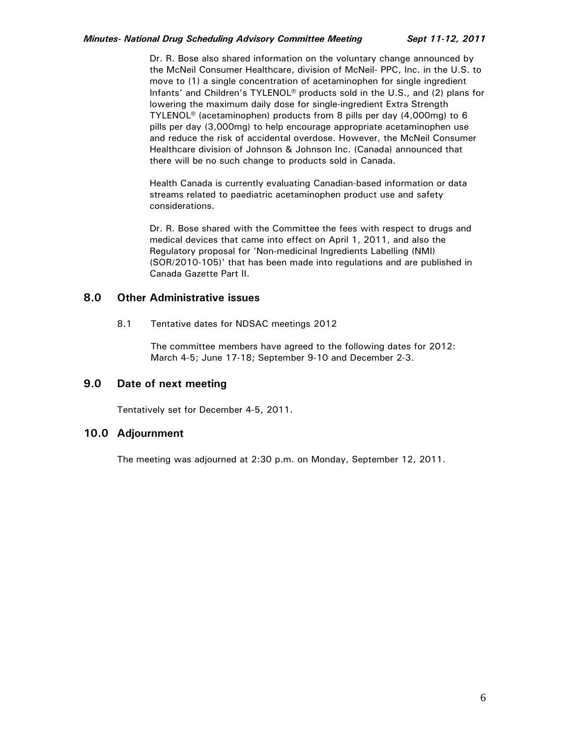Dr. R. Bose also shared information on the voluntary change announced by the McNeil Consumer Healthcare, division of McNeil- PPC, Inc. in the U.S. to move to (1) a single concentration of acetaminophen for single ingredient Infants' and Children's TYLENOL® products sold in the U.S., and (2) plans for lowering the maximum daily dose for single-ingredient Extra Strength TYLENOL® (acetaminophen) products from 8 pills per day (4,000mg) to 6 pills per day (3,000mg) to help encourage appropriate acetaminophen use and reduce the risk of accidental overdose. However, the McNeil Consumer Healthcare division of Johnson & Johnson Inc. (Canada) announced that there will be no such change to products sold in Canada.

Health Canada is currently evaluating Canadian-based information or data streams related to paediatric acetaminophen product use and safety considerations.

Dr. R. Bose shared with the Committee the fees with respect to drugs and medical devices that came into effect on April 1, 2011, and also the Regulatory proposal for 'Non-medicinal Ingredients Labelling (NMI) (SOR/2010-105)' that has been made into regulations and are published in Canada Gazette Part II.

## 8.0 Other Administrative issues

8.1 Tentative dates for NDSAC meetings 2012

The committee members have agreed to the following dates for 2012: March 4-5; June 17-18; September 9-10 and December 2-3.

## 9.0 Date of next meeting

Tentatively set for December 4-5, 2011.

## 10.0 Adjournment

The meeting was adjourned at 2:30 p.m. on Monday, September 12, 2011.